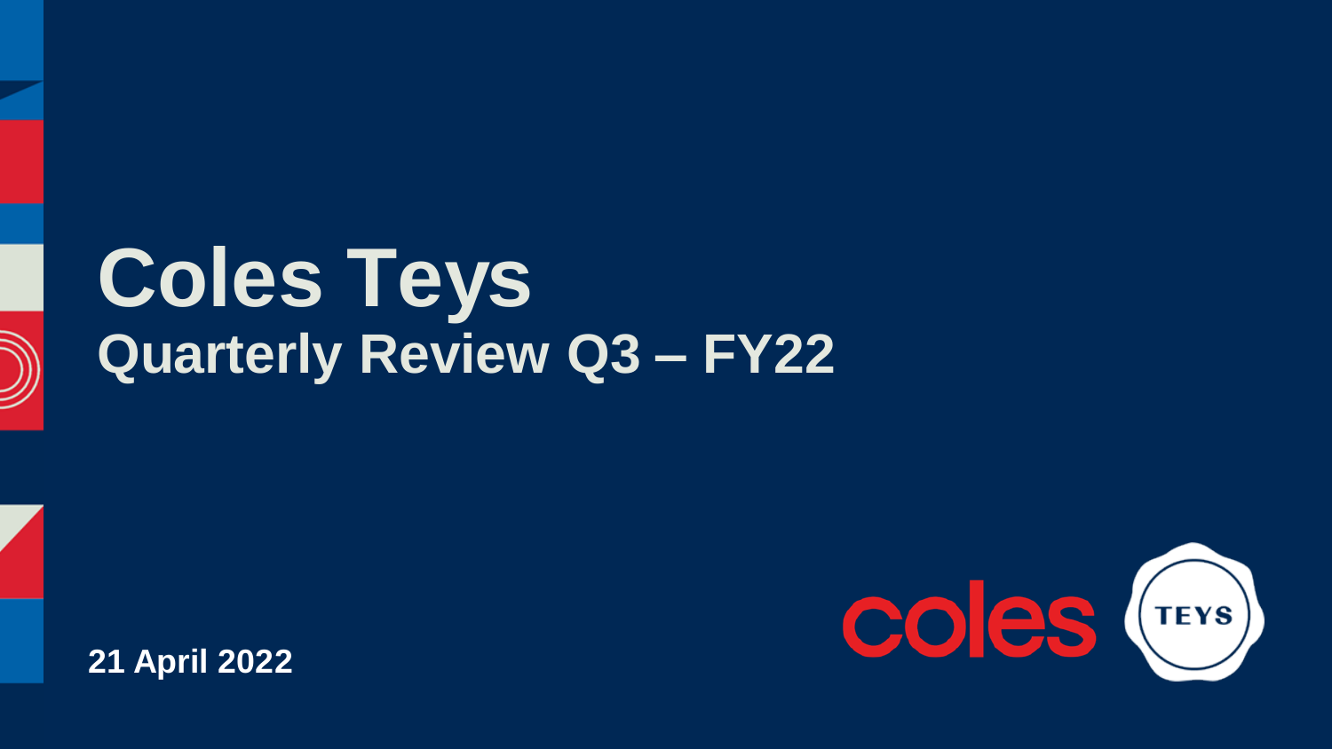# Coles Teys

## Quarterly Review Q3 – FY22

**21 April 2022**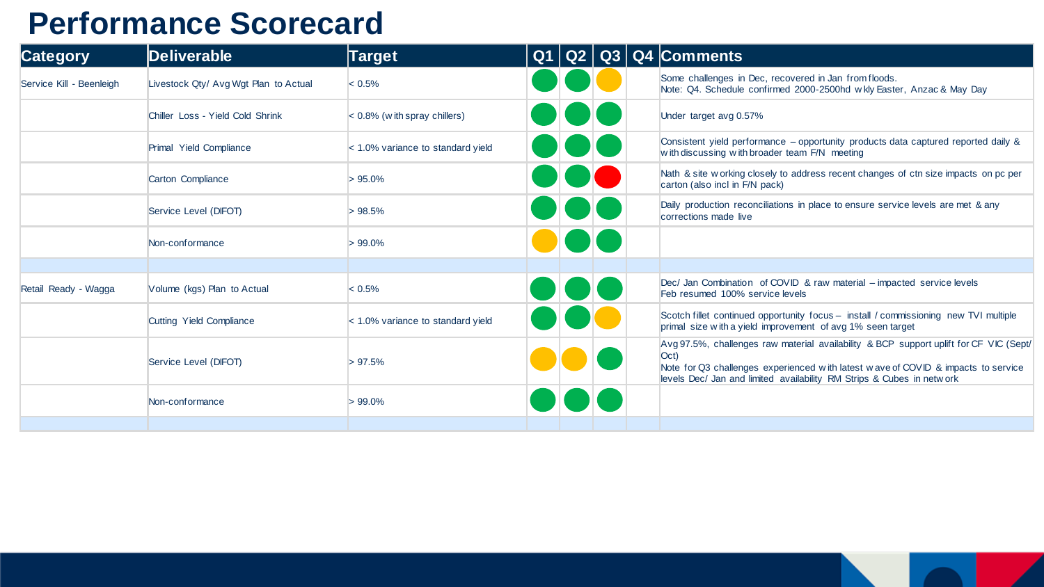# Performance Scorecard

| Category | Deliverable | Target | Q1 | Q2 | Q3 | Q4 | Comments |
|---|---|---|---|---|---|---|---|
| Service Kill - Beenleigh | Livestock Qty/ Avg Wgt Plan to Actual | < 0.5% | Green | Green | Amber | | Some challenges in Dec, recovered in Jan from floods.<br>Note: Q4. Schedule confirmed 2000-2500hd wkly Easter, Anzac & May Day |
| | Chiller Loss - Yield Cold Shrink | < 0.8% (with spray chillers) | Green | Green | Green | | Under target avg 0.57% |
| | Primal Yield Compliance | < 1.0% variance to standard yield | Green | Green | Green | | Consistent yield performance – opportunity products data captured reported daily & with discussing with broader team F/N meeting |
| | Carton Compliance | > 95.0% | Green | Green | Red | | Nath & site working closely to address recent changes of ctn size impacts on pc per carton (also incl in F/N pack) |
| | Service Level (DIFOT) | > 98.5% | Green | Green | Green | | Daily production reconciliations in place to ensure service levels are met & any corrections made live |
| | Non-conformance | > 99.0% | Amber | Green | Green | | |
| | | | | | | | |
| Retail Ready - Wagga | Volume (kgs) Plan to Actual | < 0.5% | Green | Green | Green | | Dec/ Jan Combination of COVID & raw material – impacted service levels<br>Feb resumed 100% service levels |
| | Cutting Yield Compliance | < 1.0% variance to standard yield | Green | Green | Amber | | Scotch fillet continued opportunity focus – install / commissioning new TVI multiple primal size with a yield improvement of avg 1% seen target |
| | Service Level (DIFOT) | > 97.5% | Amber | Amber | Green | | Avg 97.5%, challenges raw material availability & BCP support uplift for CF VIC (Sept/ Oct)<br>Note for Q3 challenges experienced with latest wave of COVID & impacts to service levels Dec/ Jan and limited availability RM Strips & Cubes in network |
| | Non-conformance | > 99.0% | Green | Green | Green | | |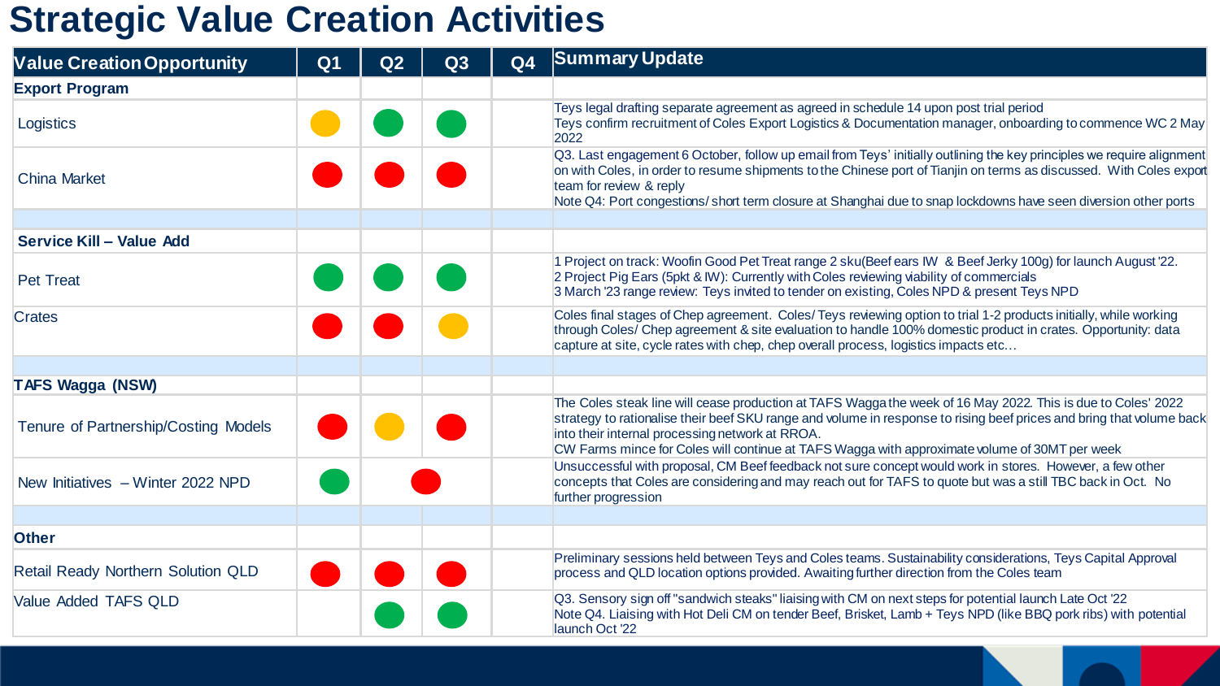# Strategic Value Creation Activities

| Value Creation Opportunity | Q1 | Q2 | Q3 | Q4 | Summary Update |
|---|---|---|---|---|---|
| **Export Program** | | | | | |
| Logistics | Amber | Green | Green | | Teys legal drafting separate agreement as agreed in schedule 14 upon post trial period<br>Teys confirm recruitment of Coles Export Logistics & Documentation manager, onboarding to commence WC 2 May 2022 |
| China Market | Red | Red | Red | | Q3. Last engagement 6 October, follow up email from Teys' initially outlining the key principles we require alignment on with Coles, in order to resume shipments to the Chinese port of Tianjin on terms as discussed. With Coles export team for review & reply<br>Note Q4: Port congestions/ short term closure at Shanghai due to snap lockdowns have seen diversion other ports |
| | | | | | |
| **Service Kill – Value Add** | | | | | |
| Pet Treat | Green | Green | Green | | 1 Project on track: Woofin Good Pet Treat range 2 sku(Beef ears IW & Beef Jerky 100g) for launch August '22.<br>2 Project Pig Ears (5pkt & IW): Currently with Coles reviewing viability of commercials<br>3 March '23 range review: Teys invited to tender on existing, Coles NPD & present Teys NPD |
| Crates | Red | Red | Amber | | Coles final stages of Chep agreement. Coles/ Teys reviewing option to trial 1-2 products initially, while working through Coles/ Chep agreement & site evaluation to handle 100% domestic product in crates. Opportunity: data capture at site, cycle rates with chep, chep overall process, logistics impacts etc… |
| | | | | | |
| **TAFS Wagga (NSW)** | | | | | |
| Tenure of Partnership/Costing Models | Red | Amber | Red | | The Coles steak line will cease production at TAFS Wagga the week of 16 May 2022. This is due to Coles' 2022 strategy to rationalise their beef SKU range and volume in response to rising beef prices and bring that volume back into their internal processing network at RROA.<br>CW Farms mince for Coles will continue at TAFS Wagga with approximate volume of 30MT per week |
| New Initiatives – Winter 2022 NPD | Green | Red | | | Unsuccessful with proposal, CM Beef feedback not sure concept would work in stores. However, a few other concepts that Coles are considering and may reach out for TAFS to quote but was a still TBC back in Oct. No further progression |
| | | | | | |
| **Other** | | | | | |
| Retail Ready Northern Solution QLD | Red | Red | Red | | Preliminary sessions held between Teys and Coles teams. Sustainability considerations, Teys Capital Approval process and QLD location options provided. Awaiting further direction from the Coles team |
| Value Added TAFS QLD | | Green | Green | | Q3. Sensory sign off "sandwich steaks" liaising with CM on next steps for potential launch Late Oct '22<br>Note Q4. Liaising with Hot Deli CM on tender Beef, Brisket, Lamb + Teys NPD (like BBQ pork ribs) with potential launch Oct '22 |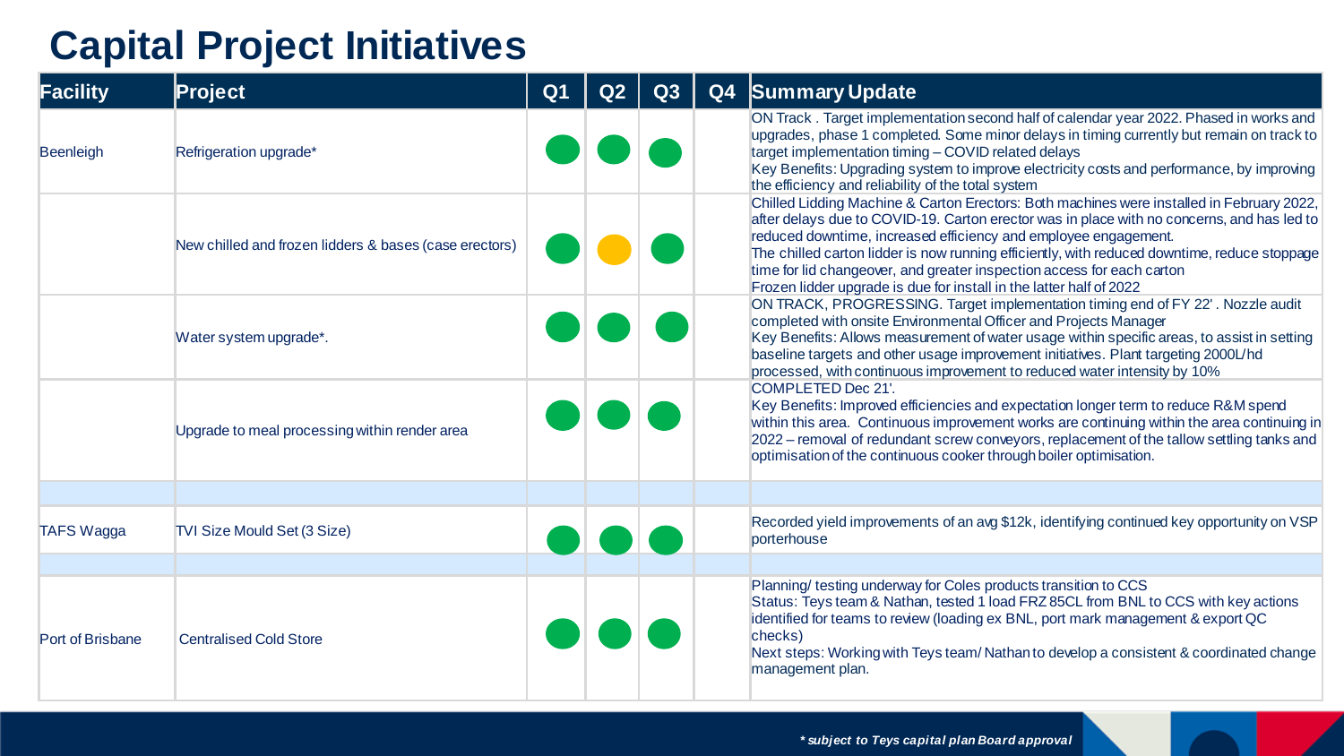# Capital Project Initiatives

| Facility | Project | Q1 | Q2 | Q3 | Q4 | Summary Update |
|---|---|---|---|---|---|---|
| Beenleigh | Refrigeration upgrade* | Green | Green | Green | | ON Track . Target implementation second half of calendar year 2022. Phased in works and upgrades, phase 1 completed. Some minor delays in timing currently but remain on track to target implementation timing – COVID related delays<br>Key Benefits: Upgrading system to improve electricity costs and performance, by improving the efficiency and reliability of the total system |
| | New chilled and frozen lidders & bases (case erectors) | Green | Amber | Green | | Chilled Lidding Machine & Carton Erectors: Both machines were installed in February 2022, after delays due to COVID-19. Carton erector was in place with no concerns, and has led to reduced downtime, increased efficiency and employee engagement.<br>The chilled carton lidder is now running efficiently, with reduced downtime, reduce stoppage time for lid changeover, and greater inspection access for each carton<br>Frozen lidder upgrade is due for install in the latter half of 2022 |
| | Water system upgrade*. | Green | Green | Green | | ON TRACK, PROGRESSING. Target implementation timing end of FY 22' . Nozzle audit completed with onsite Environmental Officer and Projects Manager<br>Key Benefits: Allows measurement of water usage within specific areas, to assist in setting baseline targets and other usage improvement initiatives. Plant targeting 2000L/hd processed, with continuous improvement to reduced water intensity by 10% |
| | Upgrade to meal processing within render area | Green | Green | Green | | COMPLETED Dec 21'.<br>Key Benefits: Improved efficiencies and expectation longer term to reduce R&M spend within this area. Continuous improvement works are continuing within the area continuing in 2022 – removal of redundant screw conveyors, replacement of the tallow settling tanks and optimisation of the continuous cooker through boiler optimisation. |
| | | | | | | |
| TAFS Wagga | TVI Size Mould Set (3 Size) | Green | Green | Green | | Recorded yield improvements of an avg $12k, identifying continued key opportunity on VSP porterhouse |
| | | | | | | |
| Port of Brisbane | Centralised Cold Store | Green | Green | Green | | Planning/ testing underway for Coles products transition to CCS<br>Status: Teys team & Nathan, tested 1 load FRZ 85CL from BNL to CCS with key actions identified for teams to review (loading ex BNL, port mark management & export QC checks)<br>Next steps: Working with Teys team/ Nathan to develop a consistent & coordinated change management plan. |

*** subject to Teys capital plan Board approval**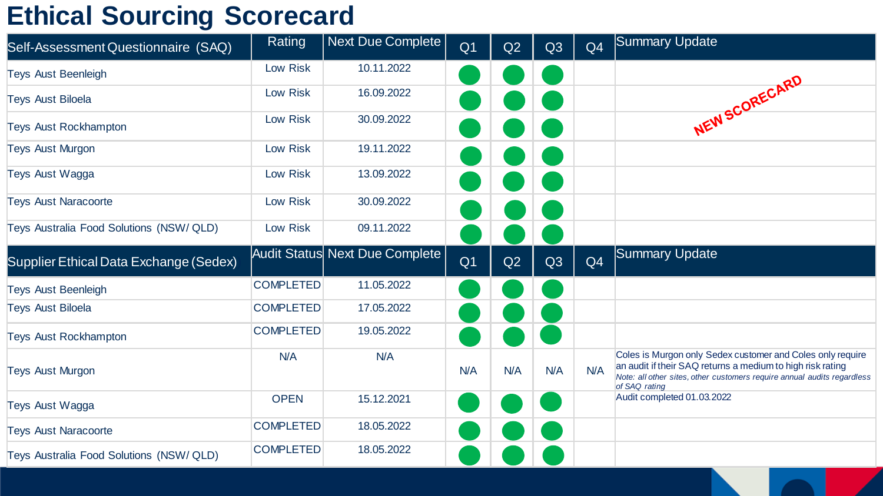# Ethical Sourcing Scorecard

| Self-Assessment Questionnaire (SAQ) | Rating | Next Due Complete | Q1 | Q2 | Q3 | Q4 | Summary Update |
|---|---|---|---|---|---|---|---|
| Teys Aust Beenleigh | Low Risk | 10.11.2022 | ● | ● | ● | | |
| Teys Aust Biloela | Low Risk | 16.09.2022 | ● | ● | ● | | NEW SCORECARD |
| Teys Aust Rockhampton | Low Risk | 30.09.2022 | ● | ● | ● | | |
| Teys Aust Murgon | Low Risk | 19.11.2022 | ● | ● | ● | | |
| Teys Aust Wagga | Low Risk | 13.09.2022 | ● | ● | ● | | |
| Teys Aust Naracoorte | Low Risk | 30.09.2022 | ● | ● | ● | | |
| Teys Australia Food Solutions (NSW/ QLD) | Low Risk | 09.11.2022 | ● | ● | ● | | |

| Supplier Ethical Data Exchange (Sedex) | Audit Status | Next Due Complete | Q1 | Q2 | Q3 | Q4 | Summary Update |
|---|---|---|---|---|---|---|---|
| Teys Aust Beenleigh | COMPLETED | 11.05.2022 | ● | ● | ● | | |
| Teys Aust Biloela | COMPLETED | 17.05.2022 | ● | ● | ● | | |
| Teys Aust Rockhampton | COMPLETED | 19.05.2022 | ● | ● | ● | | |
| Teys Aust Murgon | N/A | N/A | N/A | N/A | N/A | N/A | Coles is Murgon only Sedex customer and Coles only require an audit if their SAQ returns a medium to high risk rating *Note: all other sites, other customers require annual audits regardless of SAQ rating* |
| Teys Aust Wagga | OPEN | 15.12.2021 | ● | ● | ● | | Audit completed 01.03.2022 |
| Teys Aust Naracoorte | COMPLETED | 18.05.2022 | ● | ● | ● | | |
| Teys Australia Food Solutions (NSW/ QLD) | COMPLETED | 18.05.2022 | ● | ● | ● | | |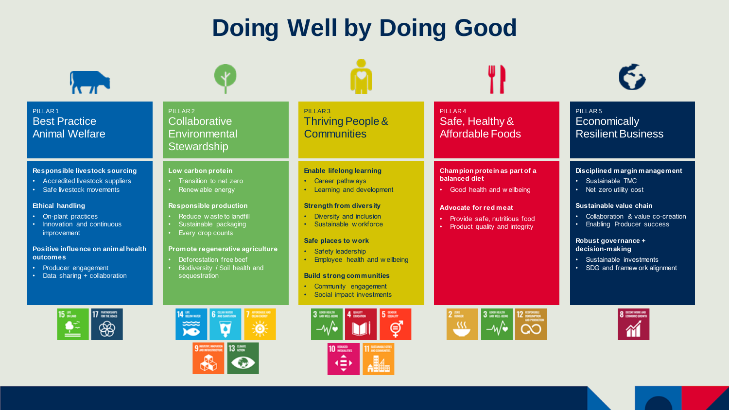# Doing Well by Doing Good

## PILLAR 1
### Best Practice Animal Welfare

**Responsible livestock sourcing**
- Accredited livestock suppliers
- Safe livestock movements

**Ethical handling**
- On-plant practices
- Innovation and continuous improvement

**Positive influence on animal health outcomes**
- Producer engagement
- Data sharing + collaboration

## PILLAR 2
### Collaborative Environmental Stewardship

**Low carbon protein**
- Transition to net zero
- Renewable energy

**Responsible production**
- Reduce waste to landfill
- Sustainable packaging
- Every drop counts

**Promote regenerative agriculture**
- Deforestation free beef
- Biodiversity / Soil health and sequestration

## PILLAR 3
### Thriving People & Communities

**Enable lifelong learning**
- Career pathways
- Learning and development

**Strength from diversity**
- Diversity and inclusion
- Sustainable workforce

**Safe places to work**
- Safety leadership
- Employee health and wellbeing

**Build strong communities**
- Community engagement
- Social impact investments

## PILLAR 4
### Safe, Healthy & Affordable Foods

**Champion protein as part of a balanced diet**
- Good health and wellbeing

**Advocate for red meat**
- Provide safe, nutritious food
- Product quality and integrity

## PILLAR 5
### Economically Resilient Business

**Disciplined margin management**
- Sustainable TMC
- Net zero utility cost

**Sustainable value chain**
- Collaboration & value co-creation
- Enabling Producer success

**Robust governance + decision-making**
- Sustainable investments
- SDG and framework alignment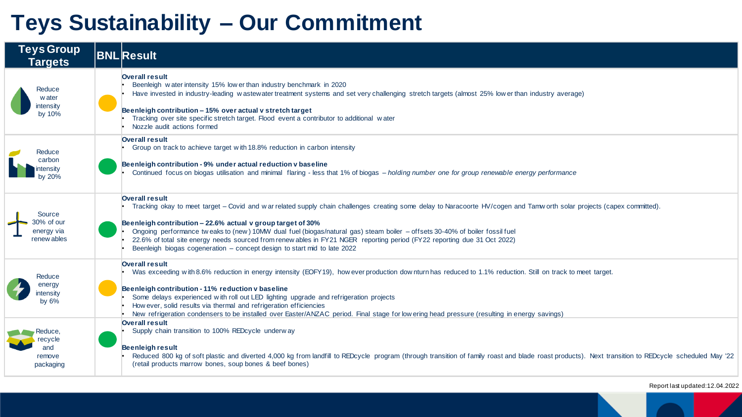# Teys Sustainability – Our Commitment

| Teys Group Targets | BNL | Result |
| --- | --- | --- |
| Reduce water intensity by 10% | Yellow | **Overall result**<br>• Beenleigh water intensity 15% lower than industry benchmark in 2020<br>• Have invested in industry-leading wastewater treatment systems and set very challenging stretch targets (almost 25% lower than industry average)<br><br>**Beenleigh contribution – 15% over actual v stretch target**<br>• Tracking over site specific stretch target. Flood event a contributor to additional water<br>• Nozzle audit actions formed |
| Reduce carbon intensity by 20% | Green | **Overall result**<br>• Group on track to achieve target with 18.8% reduction in carbon intensity<br><br>**Beenleigh contribution - 9% under actual reduction v baseline**<br>• Continued focus on biogas utilisation and minimal flaring - less that 1% of biogas – *holding number one for group renewable energy performance* |
| Source 30% of our energy via renewables | Green | **Overall result**<br>• Tracking okay to meet target – Covid and war related supply chain challenges creating some delay to Naracoorte HV/cogen and Tamworth solar projects (capex committed).<br><br>**Beenleigh contribution – 22.6% actual v group target of 30%**<br>• Ongoing performance tweaks to (new) 10MW dual fuel (biogas/natural gas) steam boiler – offsets 30-40% of boiler fossil fuel<br>• 22.6% of total site energy needs sourced from renewables in FY21 NGER reporting period (FY22 reporting due 31 Oct 2022)<br>• Beenleigh biogas cogeneration – concept design to start mid to late 2022 |
| Reduce energy intensity by 6% | Yellow | **Overall result**<br>• Was exceeding with 8.6% reduction in energy intensity (EOFY19), however production downturn has reduced to 1.1% reduction. Still on track to meet target.<br><br>**Beenleigh contribution - 11% reduction v baseline**<br>• Some delays experienced with roll out LED lighting upgrade and refrigeration projects<br>• However, solid results via thermal and refrigeration efficiencies<br>• New refrigeration condensers to be installed over Easter/ANZAC period. Final stage for lowering head pressure (resulting in energy savings) |
| Reduce, recycle and remove packaging | Green | **Overall result**<br>• Supply chain transition to 100% REDcycle underway<br><br>**Beenleigh result**<br>• Reduced 800 kg of soft plastic and diverted 4,000 kg from landfill to REDcycle program (through transition of family roast and blade roast products). Next transition to REDcycle scheduled May '22 (retail products marrow bones, soup bones & beef bones) |

Report last updated:12.04.2022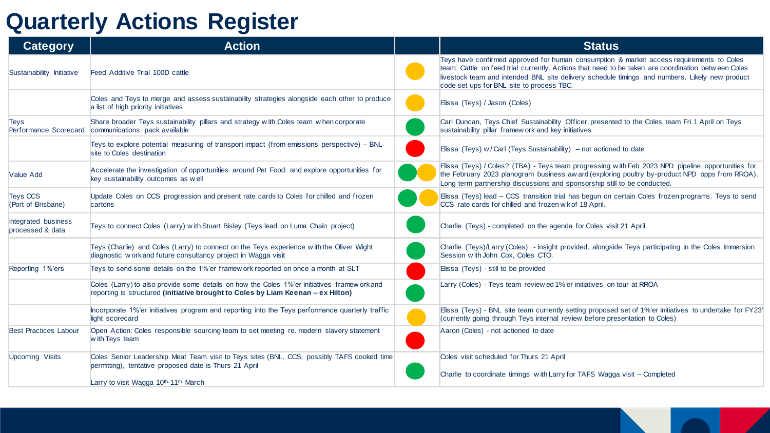# Quarterly Actions Register

| Category | Action | | Status |
|---|---|---|---|
| Sustainability Initiative | Feed Additive Trial 100D cattle | | Teys have confirmed approved for human consumption & market access requirements to Coles team. Cattle on feed trial currently. Actions that need to be taken are coordination between Coles livestock team and intended BNL site delivery schedule timings and numbers. Likely new product code set ups for BNL site to process TBC. |
| | Coles and Teys to merge and assess sustainability strategies alongside each other to produce a list of high priority initiatives | | Elissa (Teys) / Jason (Coles) |
| Teys Performance Scorecard | Share broader Teys sustainability pillars and strategy with Coles team when corporate communications pack available | | Carl Duncan, Teys Chief Sustainability Officer, presented to the Coles team Fri 1 April on Teys sustainability pillar framework and key initiatives |
| | Teys to explore potential measuring of transport impact (from emissions perspective) – BNL site to Coles destination | | Elissa (Teys) w/ Carl (Teys Sustainability) – not actioned to date |
| Value Add | Accelerate the investigation of opportunities around Pet Food: and explore opportunities for key sustainability outcomes as well | | Elissa (Teys) / Coles? (TBA) - Teys team progressing with Feb 2023 NPD pipeline opportunities for the February 2023 planogram business award (exploring poultry by-product NPD opps from RROA). Long term partnership discussions and sponsorship still to be conducted. |
| Teys CCS (Port of Brisbane) | Update Coles on CCS progression and present rate cards to Coles for chilled and frozen cartons | | Elissa (Teys) lead – CCS transition trial has begun on certain Coles frozen programs. Teys to send CCS rate cards for chilled and frozen wk of 18 April. |
| Integrated business processed & data | Teys to connect Coles (Larry) with Stuart Bisley (Teys lead on Luma Chain project) | | Charlie (Teys) - completed on the agenda for Coles visit 21 April |
| | Teys (Charlie) and Coles (Larry) to connect on the Teys experience with the Oliver Wight diagnostic work and future consultancy project in Wagga visit | | Charlie (Teys)/Larry (Coles) - insight provided, alongside Teys participating in the Coles Immersion Session with John Cox, Coles CTO. |
| Reporting 1%'ers | Teys to send some details on the 1%'er framework reported on once a month at SLT | | Elissa (Teys) - still to be provided |
| | Coles (Larry) to also provide some details on how the Coles 1%'er initiatives framework and reporting is structured **(initiative brought to Coles by Liam Keenan – ex Hilton)** | | Larry (Coles) - Teys team reviewed 1%'er initiatives on tour at RROA |
| | Incorporate 1%'er initiatives program and reporting into the Teys performance quarterly traffic light scorecard | | Elissa (Teys) - BNL site team currently setting proposed set of 1%'er initiatives to undertake for FY23' (currently going through Teys internal review before presentation to Coles) |
| Best Practices Labour | Open Action: Coles responsible sourcing team to set meeting re. modern slavery statement with Teys team | | Aaron (Coles) - not actioned to date |
| Upcoming Visits | Coles Senior Leadership Meat Team visit to Teys sites (BNL, CCS, possibly TAFS cooked time permitting), tentative proposed date is Thurs 21 April<br><br>Larry to visit Wagga 10th-11th March | | Coles visit scheduled for Thurs 21 April<br><br>Charlie to coordinate timings with Larry for TAFS Wagga visit – Completed |